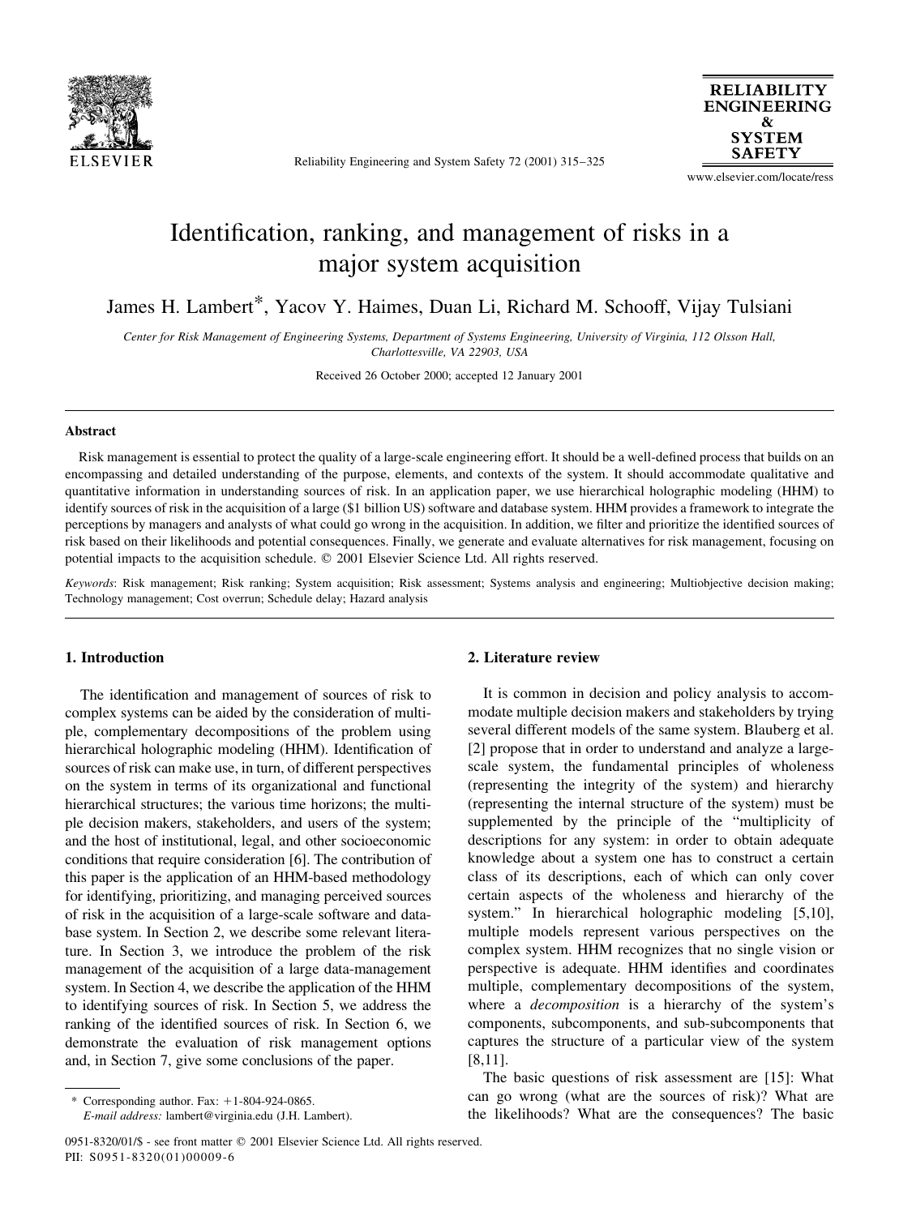# Identification, ranking, and management of risks in a major system acquisition

James H. Lambert*, Yacov Y. Haimes, Duan Li, Richard M. Schooff, Vijay Tulsiani

*Center for Risk Management of Engineering Systems, Department of Systems Engineering, University of Virginia, 112 Olsson Hall, Charlottesville, VA 22903, USA*

Received 26 October 2000; accepted 12 January 2001

## Abstract

Risk management is essential to protect the quality of a large-scale engineering effort. It should be a well-defined process that builds on an encompassing and detailed understanding of the purpose, elements, and contexts of the system. It should accommodate qualitative and quantitative information in understanding sources of risk. In an application paper, we use hierarchical holographic modeling (HHM) to identify sources of risk in the acquisition of a large ($1 billion US) software and database system. HHM provides a framework to integrate the perceptions by managers and analysts of what could go wrong in the acquisition. In addition, we filter and prioritize the identified sources of risk based on their likelihoods and potential consequences. Finally, we generate and evaluate alternatives for risk management, focusing on potential impacts to the acquisition schedule. © 2001 Elsevier Science Ltd. All rights reserved.

*Keywords*: Risk management; Risk ranking; System acquisition; Risk assessment; Systems analysis and engineering; Multiobjective decision making; Technology management; Cost overrun; Schedule delay; Hazard analysis

## 1. Introduction

The identification and management of sources of risk to complex systems can be aided by the consideration of multiple, complementary decompositions of the problem using hierarchical holographic modeling (HHM). Identification of sources of risk can make use, in turn, of different perspectives on the system in terms of its organizational and functional hierarchical structures; the various time horizons; the multiple decision makers, stakeholders, and users of the system; and the host of institutional, legal, and other socioeconomic conditions that require consideration [6]. The contribution of this paper is the application of an HHM-based methodology for identifying, prioritizing, and managing perceived sources of risk in the acquisition of a large-scale software and database system. In Section 2, we describe some relevant literature. In Section 3, we introduce the problem of the risk management of the acquisition of a large data-management system. In Section 4, we describe the application of the HHM to identifying sources of risk. In Section 5, we address the ranking of the identified sources of risk. In Section 6, we demonstrate the evaluation of risk management options and, in Section 7, give some conclusions of the paper.

## 2. Literature review

It is common in decision and policy analysis to accommodate multiple decision makers and stakeholders by trying several different models of the same system. Blauberg et al. [2] propose that in order to understand and analyze a large-scale system, the fundamental principles of wholeness (representing the integrity of the system) and hierarchy (representing the internal structure of the system) must be supplemented by the principle of the "multiplicity of descriptions for any system: in order to obtain adequate knowledge about a system one has to construct a certain class of its descriptions, each of which can only cover certain aspects of the wholeness and hierarchy of the system." In hierarchical holographic modeling [5,10], multiple models represent various perspectives on the complex system. HHM recognizes that no single vision or perspective is adequate. HHM identifies and coordinates multiple, complementary decompositions of the system, where a *decomposition* is a hierarchy of the system's components, subcomponents, and sub-subcomponents that captures the structure of a particular view of the system [8,11].

The basic questions of risk assessment are [15]: What can go wrong (what are the sources of risk)? What are the likelihoods? What are the consequences? The basic

\* Corresponding author. Fax: +1-804-924-0865.
*E-mail address:* lambert@virginia.edu (J.H. Lambert).

0951-8320/01/$ - see front matter © 2001 Elsevier Science Ltd. All rights reserved.
PII: S0951-8320(01)00009-6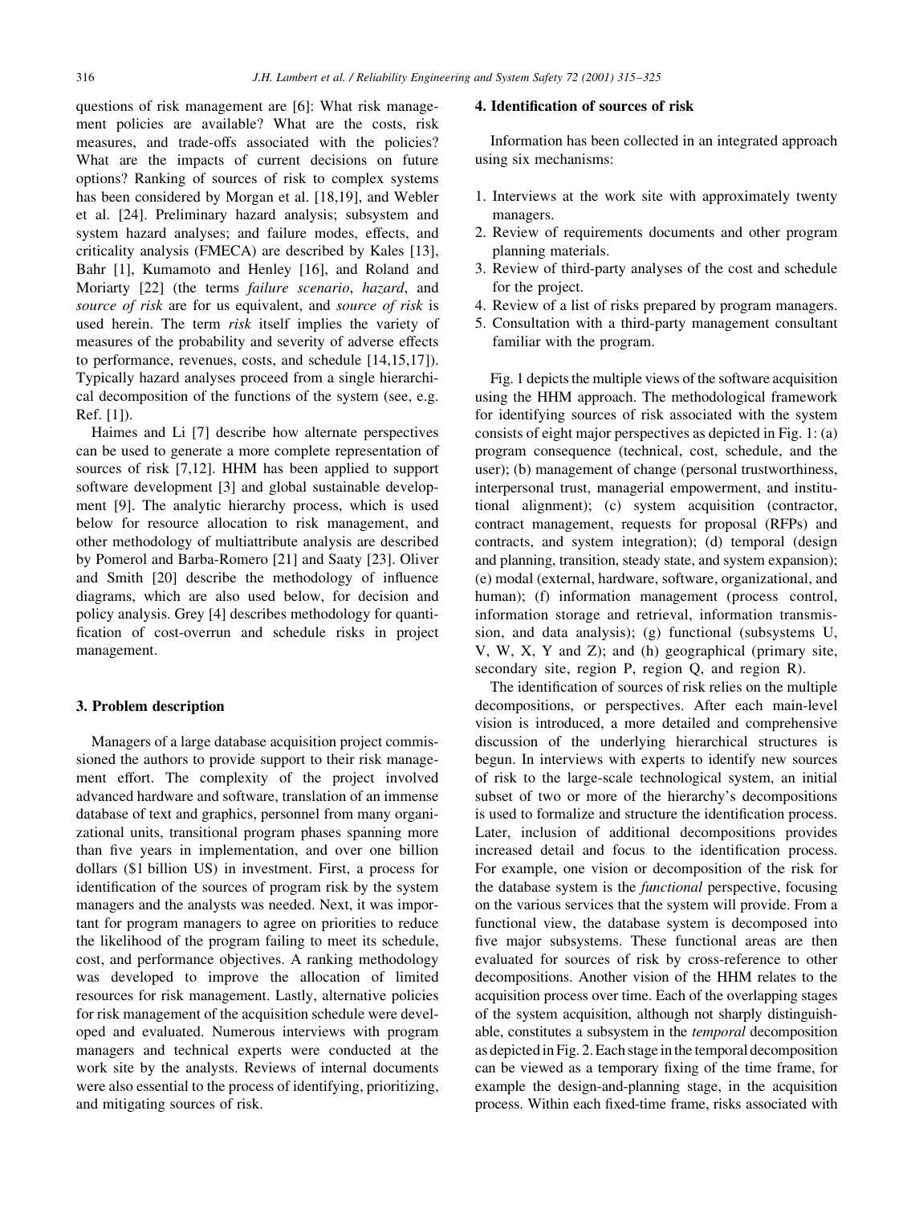questions of risk management are [6]: What risk management policies are available? What are the costs, risk measures, and trade-offs associated with the policies? What are the impacts of current decisions on future options? Ranking of sources of risk to complex systems has been considered by Morgan et al. [18,19], and Webler et al. [24]. Preliminary hazard analysis; subsystem and system hazard analyses; and failure modes, effects, and criticality analysis (FMECA) are described by Kales [13], Bahr [1], Kumamoto and Henley [16], and Roland and Moriarty [22] (the terms *failure scenario*, *hazard*, and *source of risk* are for us equivalent, and *source of risk* is used herein. The term *risk* itself implies the variety of measures of the probability and severity of adverse effects to performance, revenues, costs, and schedule [14,15,17]). Typically hazard analyses proceed from a single hierarchical decomposition of the functions of the system (see, e.g. Ref. [1]).

Haimes and Li [7] describe how alternate perspectives can be used to generate a more complete representation of sources of risk [7,12]. HHM has been applied to support software development [3] and global sustainable development [9]. The analytic hierarchy process, which is used below for resource allocation to risk management, and other methodology of multiattribute analysis are described by Pomerol and Barba-Romero [21] and Saaty [23]. Oliver and Smith [20] describe the methodology of influence diagrams, which are also used below, for decision and policy analysis. Grey [4] describes methodology for quantification of cost-overrun and schedule risks in project management.

## 3. Problem description

Managers of a large database acquisition project commissioned the authors to provide support to their risk management effort. The complexity of the project involved advanced hardware and software, translation of an immense database of text and graphics, personnel from many organizational units, transitional program phases spanning more than five years in implementation, and over one billion dollars ($1 billion US) in investment. First, a process for identification of the sources of program risk by the system managers and the analysts was needed. Next, it was important for program managers to agree on priorities to reduce the likelihood of the program failing to meet its schedule, cost, and performance objectives. A ranking methodology was developed to improve the allocation of limited resources for risk management. Lastly, alternative policies for risk management of the acquisition schedule were developed and evaluated. Numerous interviews with program managers and technical experts were conducted at the work site by the analysts. Reviews of internal documents were also essential to the process of identifying, prioritizing, and mitigating sources of risk.

## 4. Identification of sources of risk

Information has been collected in an integrated approach using six mechanisms:

1. Interviews at the work site with approximately twenty managers.
2. Review of requirements documents and other program planning materials.
3. Review of third-party analyses of the cost and schedule for the project.
4. Review of a list of risks prepared by program managers.
5. Consultation with a third-party management consultant familiar with the program.

Fig. 1 depicts the multiple views of the software acquisition using the HHM approach. The methodological framework for identifying sources of risk associated with the system consists of eight major perspectives as depicted in Fig. 1: (a) program consequence (technical, cost, schedule, and the user); (b) management of change (personal trustworthiness, interpersonal trust, managerial empowerment, and institutional alignment); (c) system acquisition (contractor, contract management, requests for proposal (RFPs) and contracts, and system integration); (d) temporal (design and planning, transition, steady state, and system expansion); (e) modal (external, hardware, software, organizational, and human); (f) information management (process control, information storage and retrieval, information transmission, and data analysis); (g) functional (subsystems U, V, W, X, Y and Z); and (h) geographical (primary site, secondary site, region P, region Q, and region R).

The identification of sources of risk relies on the multiple decompositions, or perspectives. After each main-level vision is introduced, a more detailed and comprehensive discussion of the underlying hierarchical structures is begun. In interviews with experts to identify new sources of risk to the large-scale technological system, an initial subset of two or more of the hierarchy's decompositions is used to formalize and structure the identification process. Later, inclusion of additional decompositions provides increased detail and focus to the identification process. For example, one vision or decomposition of the risk for the database system is the *functional* perspective, focusing on the various services that the system will provide. From a functional view, the database system is decomposed into five major subsystems. These functional areas are then evaluated for sources of risk by cross-reference to other decompositions. Another vision of the HHM relates to the acquisition process over time. Each of the overlapping stages of the system acquisition, although not sharply distinguishable, constitutes a subsystem in the *temporal* decomposition as depicted in Fig. 2. Each stage in the temporal decomposition can be viewed as a temporary fixing of the time frame, for example the design-and-planning stage, in the acquisition process. Within each fixed-time frame, risks associated with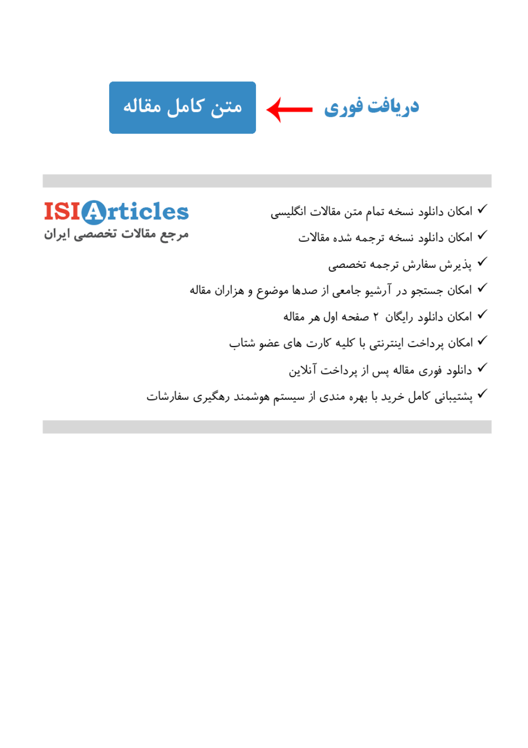دریافت فوری ← **متن کامل مقاله**

**ISIArticles**
مرجع مقالات تخصصی ایران

- ✓ امکان دانلود نسخه تمام متن مقالات انگلیسی
- ✓ امکان دانلود نسخه ترجمه شده مقالات
- ✓ پذیرش سفارش ترجمه تخصصی
- ✓ امکان جستجو در آرشیو جامعی از صدها موضوع و هزاران مقاله
- ✓ امکان دانلود رایگان ۲ صفحه اول هر مقاله
- ✓ امکان پرداخت اینترنتی با کلیه کارت های عضو شتاب
- ✓ دانلود فوری مقاله پس از پرداخت آنلاین
- ✓ پشتیبانی کامل خرید با بهره مندی از سیستم هوشمند رهگیری سفارشات